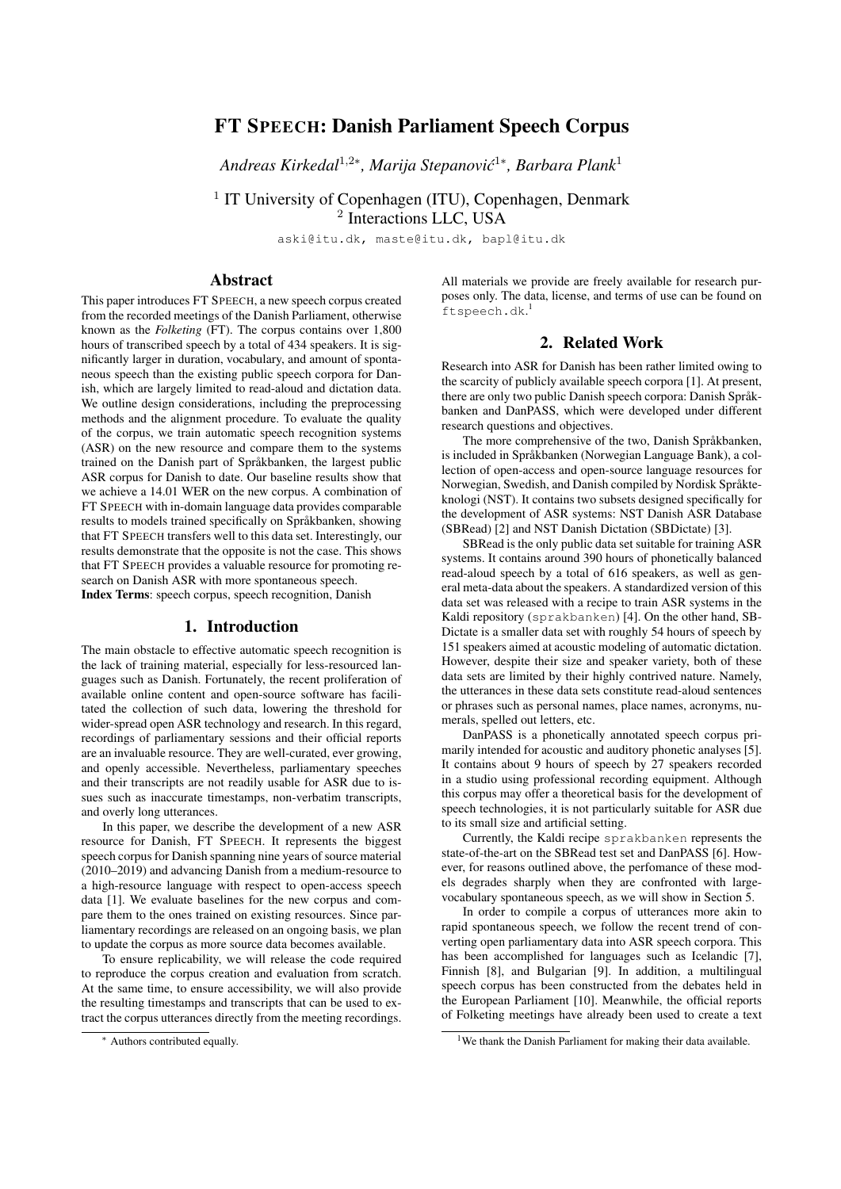# FT SPEECH: Danish Parliament Speech Corpus

*Andreas Kirkedal*[1,2*], *Marija Stepanović*[1*], *Barbara Plank*[1]

[1] IT University of Copenhagen (ITU), Copenhagen, Denmark
[2] Interactions LLC, USA

aski@itu.dk, maste@itu.dk, bapl@itu.dk

## Abstract

This paper introduces FT SPEECH, a new speech corpus created from the recorded meetings of the Danish Parliament, otherwise known as the *Folketing* (FT). The corpus contains over 1,800 hours of transcribed speech by a total of 434 speakers. It is significantly larger in duration, vocabulary, and amount of spontaneous speech than the existing public speech corpora for Danish, which are largely limited to read-aloud and dictation data. We outline design considerations, including the preprocessing methods and the alignment procedure. To evaluate the quality of the corpus, we train automatic speech recognition systems (ASR) on the new resource and compare them to the systems trained on the Danish part of Språkbanken, the largest public ASR corpus for Danish to date. Our baseline results show that we achieve a 14.01 WER on the new corpus. A combination of FT SPEECH with in-domain language data provides comparable results to models trained specifically on Språkbanken, showing that FT SPEECH transfers well to this data set. Interestingly, our results demonstrate that the opposite is not the case. This shows that FT SPEECH provides a valuable resource for promoting research on Danish ASR with more spontaneous speech.

**Index Terms**: speech corpus, speech recognition, Danish

## 1. Introduction

The main obstacle to effective automatic speech recognition is the lack of training material, especially for less-resourced languages such as Danish. Fortunately, the recent proliferation of available online content and open-source software has facilitated the collection of such data, lowering the threshold for wider-spread open ASR technology and research. In this regard, recordings of parliamentary sessions and their official reports are an invaluable resource. They are well-curated, ever growing, and openly accessible. Nevertheless, parliamentary speeches and their transcripts are not readily usable for ASR due to issues such as inaccurate timestamps, non-verbatim transcripts, and overly long utterances.

In this paper, we describe the development of a new ASR resource for Danish, FT SPEECH. It represents the biggest speech corpus for Danish spanning nine years of source material (2010–2019) and advancing Danish from a medium-resource to a high-resource language with respect to open-access speech data [1]. We evaluate baselines for the new corpus and compare them to the ones trained on existing resources. Since parliamentary recordings are released on an ongoing basis, we plan to update the corpus as more source data becomes available.

To ensure replicability, we will release the code required to reproduce the corpus creation and evaluation from scratch. At the same time, to ensure accessibility, we will also provide the resulting timestamps and transcripts that can be used to extract the corpus utterances directly from the meeting recordings.

All materials we provide are freely available for research purposes only. The data, license, and terms of use can be found on `ftspeech.dk`.[1]

## 2. Related Work

Research into ASR for Danish has been rather limited owing to the scarcity of publicly available speech corpora [1]. At present, there are only two public Danish speech corpora: Danish Språkbanken and DanPASS, which were developed under different research questions and objectives.

The more comprehensive of the two, Danish Språkbanken, is included in Språkbanken (Norwegian Language Bank), a collection of open-access and open-source language resources for Norwegian, Swedish, and Danish compiled by Nordisk Språkteknologi (NST). It contains two subsets designed specifically for the development of ASR systems: NST Danish ASR Database (SBRead) [2] and NST Danish Dictation (SBDictate) [3].

SBRead is the only public data set suitable for training ASR systems. It contains around 390 hours of phonetically balanced read-aloud speech by a total of 616 speakers, as well as general meta-data about the speakers. A standardized version of this data set was released with a recipe to train ASR systems in the Kaldi repository (`sprakbanken`) [4]. On the other hand, SBDictate is a smaller data set with roughly 54 hours of speech by 151 speakers aimed at acoustic modeling of automatic dictation. However, despite their size and speaker variety, both of these data sets are limited by their highly contrived nature. Namely, the utterances in these data sets constitute read-aloud sentences or phrases such as personal names, place names, acronyms, numerals, spelled out letters, etc.

DanPASS is a phonetically annotated speech corpus primarily intended for acoustic and auditory phonetic analyses [5]. It contains about 9 hours of speech by 27 speakers recorded in a studio using professional recording equipment. Although this corpus may offer a theoretical basis for the development of speech technologies, it is not particularly suitable for ASR due to its small size and artificial setting.

Currently, the Kaldi recipe `sprakbanken` represents the state-of-the-art on the SBRead test set and DanPASS [6]. However, for reasons outlined above, the perfomance of these models degrades sharply when they are confronted with large-vocabulary spontaneous speech, as we will show in Section 5.

In order to compile a corpus of utterances more akin to rapid spontaneous speech, we follow the recent trend of converting open parliamentary data into ASR speech corpora. This has been accomplished for languages such as Icelandic [7], Finnish [8], and Bulgarian [9]. In addition, a multilingual speech corpus has been constructed from the debates held in the European Parliament [10]. Meanwhile, the official reports of Folketing meetings have already been used to create a text

---

* Authors contributed equally.

[1] We thank the Danish Parliament for making their data available.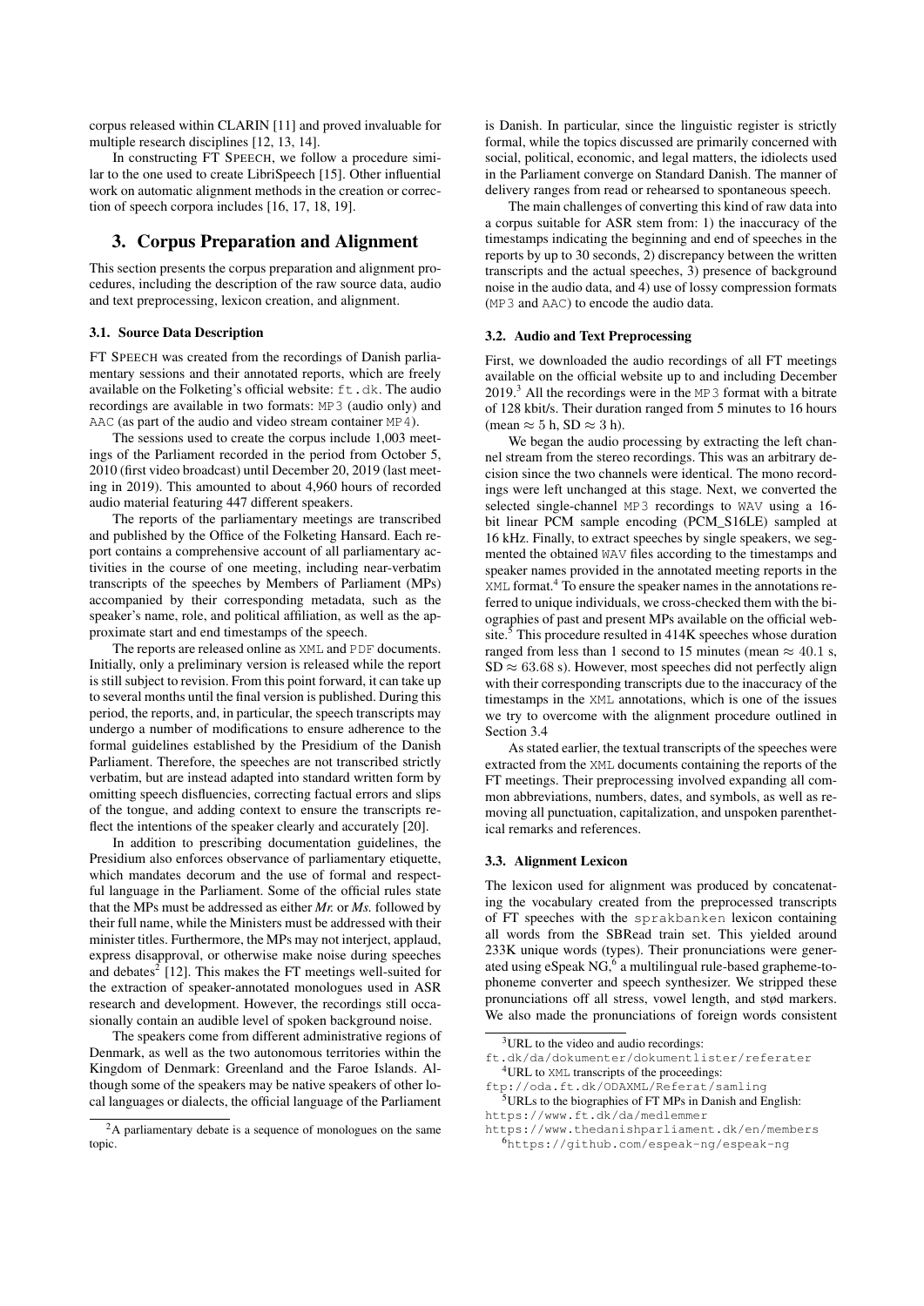corpus released within CLARIN [11] and proved invaluable for multiple research disciplines [12, 13, 14].

In constructing FT SPEECH, we follow a procedure similar to the one used to create LibriSpeech [15]. Other influential work on automatic alignment methods in the creation or correction of speech corpora includes [16, 17, 18, 19].

## 3. Corpus Preparation and Alignment

This section presents the corpus preparation and alignment procedures, including the description of the raw source data, audio and text preprocessing, lexicon creation, and alignment.

### 3.1. Source Data Description

FT SPEECH was created from the recordings of Danish parliamentary sessions and their annotated reports, which are freely available on the Folketing's official website: `ft.dk`. The audio recordings are available in two formats: `MP3` (audio only) and `AAC` (as part of the audio and video stream container `MP4`).

The sessions used to create the corpus include 1,003 meetings of the Parliament recorded in the period from October 5, 2010 (first video broadcast) until December 20, 2019 (last meeting in 2019). This amounted to about 4,960 hours of recorded audio material featuring 447 different speakers.

The reports of the parliamentary meetings are transcribed and published by the Office of the Folketing Hansard. Each report contains a comprehensive account of all parliamentary activities in the course of one meeting, including near-verbatim transcripts of the speeches by Members of Parliament (MPs) accompanied by their corresponding metadata, such as the speaker's name, role, and political affiliation, as well as the approximate start and end timestamps of the speech.

The reports are released online as `XML` and `PDF` documents. Initially, only a preliminary version is released while the report is still subject to revision. From this point forward, it can take up to several months until the final version is published. During this period, the reports, and, in particular, the speech transcripts may undergo a number of modifications to ensure adherence to the formal guidelines established by the Presidium of the Danish Parliament. Therefore, the speeches are not transcribed strictly verbatim, but are instead adapted into standard written form by omitting speech disfluencies, correcting factual errors and slips of the tongue, and adding context to ensure the transcripts reflect the intentions of the speaker clearly and accurately [20].

In addition to prescribing documentation guidelines, the Presidium also enforces observance of parliamentary etiquette, which mandates decorum and the use of formal and respectful language in the Parliament. Some of the official rules state that the MPs must be addressed as either *Mr.* or *Ms.* followed by their full name, while the Ministers must be addressed with their minister titles. Furthermore, the MPs may not interject, applaud, express disapproval, or otherwise make noise during speeches and debates[2] [12]. This makes the FT meetings well-suited for the extraction of speaker-annotated monologues used in ASR research and development. However, the recordings still occasionally contain an audible level of spoken background noise.

The speakers come from different administrative regions of Denmark, as well as the two autonomous territories within the Kingdom of Denmark: Greenland and the Faroe Islands. Although some of the speakers may be native speakers of other local languages or dialects, the official language of the Parliament is Danish. In particular, since the linguistic register is strictly formal, while the topics discussed are primarily concerned with social, political, economic, and legal matters, the idiolects used in the Parliament converge on Standard Danish. The manner of delivery ranges from read or rehearsed to spontaneous speech.

The main challenges of converting this kind of raw data into a corpus suitable for ASR stem from: 1) the inaccuracy of the timestamps indicating the beginning and end of speeches in the reports by up to 30 seconds, 2) discrepancy between the written transcripts and the actual speeches, 3) presence of background noise in the audio data, and 4) use of lossy compression formats (`MP3` and `AAC`) to encode the audio data.

### 3.2. Audio and Text Preprocessing

First, we downloaded the audio recordings of all FT meetings available on the official website up to and including December 2019.[3] All the recordings were in the `MP3` format with a bitrate of 128 kbit/s. Their duration ranged from 5 minutes to 16 hours (mean $\approx$ 5 h, SD $\approx$ 3 h).

We began the audio processing by extracting the left channel stream from the stereo recordings. This was an arbitrary decision since the two channels were identical. The mono recordings were left unchanged at this stage. Next, we converted the selected single-channel `MP3` recordings to `WAV` using a 16-bit linear PCM sample encoding (PCM_S16LE) sampled at 16 kHz. Finally, to extract speeches by single speakers, we segmented the obtained `WAV` files according to the timestamps and speaker names provided in the annotated meeting reports in the `XML` format.[4] To ensure the speaker names in the annotations referred to unique individuals, we cross-checked them with the biographies of past and present MPs available on the official website.[5] This procedure resulted in 414K speeches whose duration ranged from less than 1 second to 15 minutes (mean $\approx 40.1$ s, SD $\approx 63.68$ s). However, most speeches did not perfectly align with their corresponding transcripts due to the inaccuracy of the timestamps in the `XML` annotations, which is one of the issues we try to overcome with the alignment procedure outlined in Section 3.4

As stated earlier, the textual transcripts of the speeches were extracted from the `XML` documents containing the reports of the FT meetings. Their preprocessing involved expanding all common abbreviations, numbers, dates, and symbols, as well as removing all punctuation, capitalization, and unspoken parenthetical remarks and references.

### 3.3. Alignment Lexicon

The lexicon used for alignment was produced by concatenating the vocabulary created from the preprocessed transcripts of FT speeches with the `sprakbanken` lexicon containing all words from the SBRead train set. This yielded around 233K unique words (types). Their pronunciations were generated using eSpeak NG,[6] a multilingual rule-based grapheme-to-phoneme converter and speech synthesizer. We stripped these pronunciations off all stress, vowel length, and stød markers. We also made the pronunciations of foreign words consistent

---

[2] A parliamentary debate is a sequence of monologues on the same topic.

[3] URL to the video and audio recordings: `ft.dk/da/dokumenter/dokumentlister/referater`

[4] URL to `XML` transcripts of the proceedings: `ftp://oda.ft.dk/ODAXML/Referat/samling`

[5] URLs to the biographies of FT MPs in Danish and English: `https://www.ft.dk/da/medlemmer` `https://www.thedanishparliament.dk/en/members`

[6] `https://github.com/espeak-ng/espeak-ng`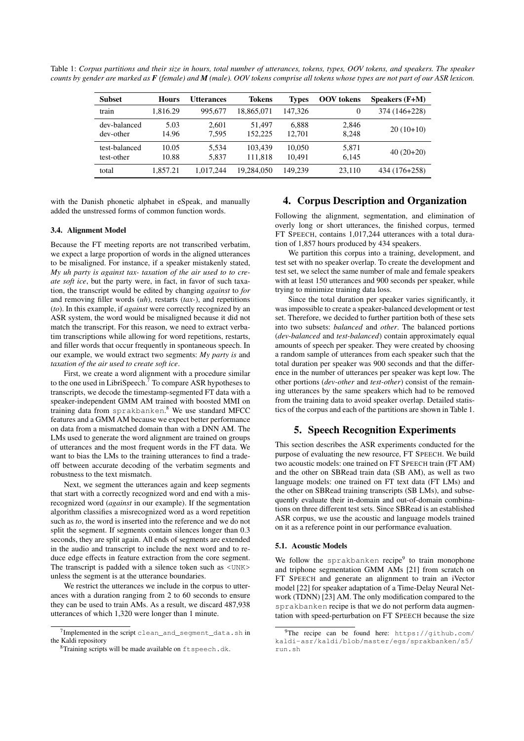Table 1: *Corpus partitions and their size in hours, total number of utterances, tokens, types, OOV tokens, and speakers. The speaker counts by gender are marked as **F** (female) and **M** (male). OOV tokens comprise all tokens whose types are not part of our ASR lexicon.*

| Subset | Hours | Utterances | Tokens | Types | OOV tokens | Speakers (F+M) |
|---|---|---|---|---|---|---|
| train | 1,816.29 | 995,677 | 18,865,071 | 147,326 | 0 | 374 (146+228) |
| dev-balanced | 5.03 | 2,601 | 51,497 | 6,888 | 2,846 | 20 (10+10) |
| dev-other | 14.96 | 7,595 | 152,225 | 12,701 | 8,248 | |
| test-balanced | 10.05 | 5,534 | 103,439 | 10,050 | 5,871 | 40 (20+20) |
| test-other | 10.88 | 5,837 | 111,818 | 10,491 | 6,145 | |
| total | 1,857.21 | 1,017,244 | 19,284,050 | 149,239 | 23,110 | 434 (176+258) |

with the Danish phonetic alphabet in eSpeak, and manually added the unstressed forms of common function words.

### 3.4. Alignment Model

Because the FT meeting reports are not transcribed verbatim, we expect a large proportion of words in the aligned utterances to be misaligned. For instance, if a speaker mistakenly stated, *My uh party is against tax- taxation of the air used to to create soft ice*, but the party were, in fact, in favor of such taxation, the transcript would be edited by changing *against* to *for* and removing filler words (*uh*), restarts (*tax-*), and repetitions (*to*). In this example, if *against* were correctly recognized by an ASR system, the word would be misaligned because it did not match the transcript. For this reason, we need to extract verbatim transcriptions while allowing for word repetitions, restarts, and filler words that occur frequently in spontaneous speech. In our example, we would extract two segments: *My party is* and *taxation of the air used to create soft ice*.

First, we create a word alignment with a procedure similar to the one used in LibriSpeech.[7] To compare ASR hypotheses to transcripts, we decode the timestamp-segmented FT data with a speaker-independent GMM AM trained with boosted MMI on training data from `sprakbanken`.[8] We use standard MFCC features and a GMM AM because we expect better performance on data from a mismatched domain than with a DNN AM. The LMs used to generate the word alignment are trained on groups of utterances and the most frequent words in the FT data. We want to bias the LMs to the training utterances to find a tradeoff between accurate decoding of the verbatim segments and robustness to the text mismatch.

Next, we segment the utterances again and keep segments that start with a correctly recognized word and end with a misrecognized word (*against* in our example). If the segmentation algorithm classifies a misrecognized word as a word repetition such as *to*, the word is inserted into the reference and we do not split the segment. If segments contain silences longer than 0.3 seconds, they are split again. All ends of segments are extended in the audio and transcript to include the next word and to reduce edge effects in feature extraction from the core segment. The transcript is padded with a silence token such as `<UNK>` unless the segment is at the utterance boundaries.

We restrict the utterances we include in the corpus to utterances with a duration ranging from 2 to 60 seconds to ensure they can be used to train AMs. As a result, we discard 487,938 utterances of which 1,320 were longer than 1 minute.

[7] Implemented in the script `clean_and_segment_data.sh` in the Kaldi repository

[8] Training scripts will be made available on `ftspeech.dk`.

## 4. Corpus Description and Organization

Following the alignment, segmentation, and elimination of overly long or short utterances, the finished corpus, termed FT SPEECH, contains 1,017,244 utterances with a total duration of 1,857 hours produced by 434 speakers.

We partition this corpus into a training, development, and test set with no speaker overlap. To create the development and test set, we select the same number of male and female speakers with at least 150 utterances and 900 seconds per speaker, while trying to minimize training data loss.

Since the total duration per speaker varies significantly, it was impossible to create a speaker-balanced development or test set. Therefore, we decided to further partition both of these sets into two subsets: *balanced* and *other*. The balanced portions (*dev-balanced* and *test-balanced*) contain approximately equal amounts of speech per speaker. They were created by choosing a random sample of utterances from each speaker such that the total duration per speaker was 900 seconds and that the difference in the number of utterances per speaker was kept low. The other portions (*dev-other* and *test-other*) consist of the remaining utterances by the same speakers which had to be removed from the training data to avoid speaker overlap. Detailed statistics of the corpus and each of the partitions are shown in Table 1.

## 5. Speech Recognition Experiments

This section describes the ASR experiments conducted for the purpose of evaluating the new resource, FT SPEECH. We build two acoustic models: one trained on FT SPEECH train (FT AM) and the other on SBRead train data (SB AM), as well as two language models: one trained on FT text data (FT LMs) and the other on SBRead training transcripts (SB LMs), and subsequently evaluate their in-domain and out-of-domain combinations on three different test sets. Since SBRead is an established ASR corpus, we use the acoustic and language models trained on it as a reference point in our performance evaluation.

### 5.1. Acoustic Models

We follow the `sprakbanken` recipe[9] to train monophone and triphone segmentation GMM AMs [21] from scratch on FT SPEECH and generate an alignment to train an iVector model [22] for speaker adaptation of a Time-Delay Neural Network (TDNN) [23] AM. The only modification compared to the `sprakbanken` recipe is that we do not perform data augmentation with speed-perturbation on FT SPEECH because the size

[9] The recipe can be found here: `https://github.com/kaldi-asr/kaldi/blob/master/egs/sprakbanken/s5/run.sh`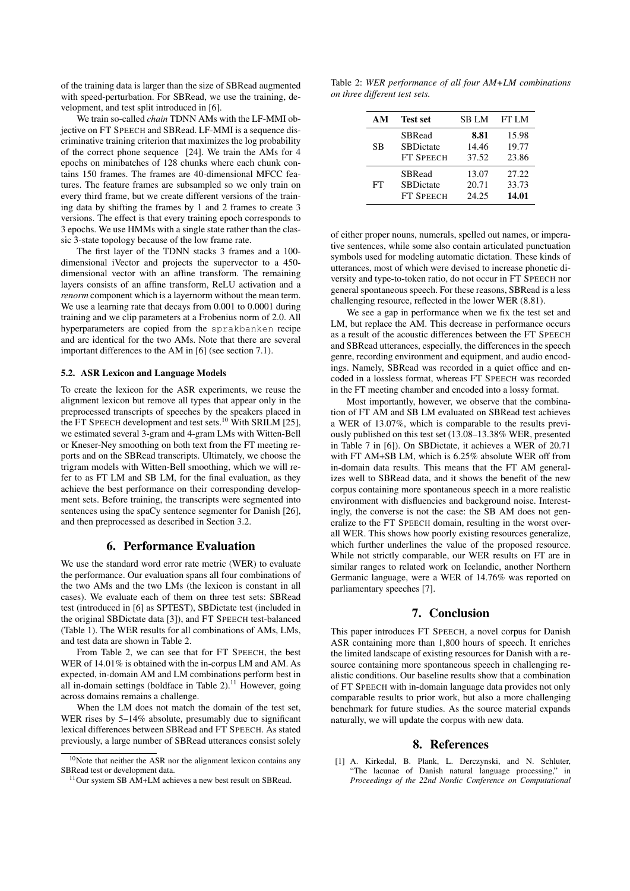of the training data is larger than the size of SBRead augmented with speed-perturbation. For SBRead, we use the training, development, and test split introduced in [6].

We train so-called *chain* TDNN AMs with the LF-MMI objective on FT SPEECH and SBRead. LF-MMI is a sequence discriminative training criterion that maximizes the log probability of the correct phone sequence [24]. We train the AMs for 4 epochs on minibatches of 128 chunks where each chunk contains 150 frames. The frames are 40-dimensional MFCC features. The feature frames are subsampled so we only train on every third frame, but we create different versions of the training data by shifting the frames by 1 and 2 frames to create 3 versions. The effect is that every training epoch corresponds to 3 epochs. We use HMMs with a single state rather than the classic 3-state topology because of the low frame rate.

The first layer of the TDNN stacks 3 frames and a 100-dimensional iVector and projects the supervector to a 450-dimensional vector with an affine transform. The remaining layers consists of an affine transform, ReLU activation and a *renorm* component which is a layernorm without the mean term. We use a learning rate that decays from 0.001 to 0.0001 during training and we clip parameters at a Frobenius norm of 2.0. All hyperparameters are copied from the `sprakbanken` recipe and are identical for the two AMs. Note that there are several important differences to the AM in [6] (see section 7.1).

### 5.2. ASR Lexicon and Language Models

To create the lexicon for the ASR experiments, we reuse the alignment lexicon but remove all types that appear only in the preprocessed transcripts of speeches by the speakers placed in the FT SPEECH development and test sets.[10] With SRILM [25], we estimated several 3-gram and 4-gram LMs with Witten-Bell or Kneser-Ney smoothing on both text from the FT meeting reports and on the SBRead transcripts. Ultimately, we choose the trigram models with Witten-Bell smoothing, which we will refer to as FT LM and SB LM, for the final evaluation, as they achieve the best performance on their corresponding development sets. Before training, the transcripts were segmented into sentences using the spaCy sentence segmenter for Danish [26], and then preprocessed as described in Section 3.2.

## 6. Performance Evaluation

We use the standard word error rate metric (WER) to evaluate the performance. Our evaluation spans all four combinations of the two AMs and the two LMs (the lexicon is constant in all cases). We evaluate each of them on three test sets: SBRead test (introduced in [6] as SPTEST), SBDictate test (included in the original SBDictate data [3]), and FT SPEECH test-balanced (Table 1). The WER results for all combinations of AMs, LMs, and test data are shown in Table 2.

From Table 2, we can see that for FT SPEECH, the best WER of 14.01% is obtained with the in-corpus LM and AM. As expected, in-domain AM and LM combinations perform best in all in-domain settings (boldface in Table 2).[11] However, going across domains remains a challenge.

When the LM does not match the domain of the test set, WER rises by 5–14% absolute, presumably due to significant lexical differences between SBRead and FT SPEECH. As stated previously, a large number of SBRead utterances consist solely of either proper nouns, numerals, spelled out names, or imperative sentences, while some also contain articulated punctuation symbols used for modeling automatic dictation. These kinds of utterances, most of which were devised to increase phonetic diversity and type-to-token ratio, do not occur in FT SPEECH nor general spontaneous speech. For these reasons, SBRead is a less challenging resource, reflected in the lower WER (8.81).

Table 2: *WER performance of all four AM+LM combinations on three different test sets.*

| AM | Test set | SB LM | FT LM |
|---|---|---|---|
| SB | SBRead | **8.81** | 15.98 |
| | SBDictate | 14.46 | 19.77 |
| | FT SPEECH | 37.52 | 23.86 |
| FT | SBRead | 13.07 | 27.22 |
| | SBDictate | 20.71 | 33.73 |
| | FT SPEECH | 24.25 | **14.01** |

We see a gap in performance when we fix the test set and LM, but replace the AM. This decrease in performance occurs as a result of the acoustic differences between the FT SPEECH and SBRead utterances, especially, the differences in the speech genre, recording environment and equipment, and audio encodings. Namely, SBRead was recorded in a quiet office and encoded in a lossless format, whereas FT SPEECH was recorded in the FT meeting chamber and encoded into a lossy format.

Most importantly, however, we observe that the combination of FT AM and SB LM evaluated on SBRead test achieves a WER of 13.07%, which is comparable to the results previously published on this test set (13.08–13.38% WER, presented in Table 7 in [6]). On SBDictate, it achieves a WER of 20.71 with FT AM+SB LM, which is 6.25% absolute WER off from in-domain data results. This means that the FT AM generalizes well to SBRead data, and it shows the benefit of the new corpus containing more spontaneous speech in a more realistic environment with disfluencies and background noise. Interestingly, the converse is not the case: the SB AM does not generalize to the FT SPEECH domain, resulting in the worst overall WER. This shows how poorly existing resources generalize, which further underlines the value of the proposed resource. While not strictly comparable, our WER results on FT are in similar ranges to related work on Icelandic, another Northern Germanic language, were a WER of 14.76% was reported on parliamentary speeches [7].

## 7. Conclusion

This paper introduces FT SPEECH, a novel corpus for Danish ASR containing more than 1,800 hours of speech. It enriches the limited landscape of existing resources for Danish with a resource containing more spontaneous speech in challenging realistic conditions. Our baseline results show that a combination of FT SPEECH with in-domain language data provides not only comparable results to prior work, but also a more challenging benchmark for future studies. As the source material expands naturally, we will update the corpus with new data.

## 8. References

[1] A. Kirkedal, B. Plank, L. Derczynski, and N. Schluter, "The lacunae of Danish natural language processing," in *Proceedings of the 22nd Nordic Conference on Computational*

[10] Note that neither the ASR nor the alignment lexicon contains any SBRead test or development data.

[11] Our system SB AM+LM achieves a new best result on SBRead.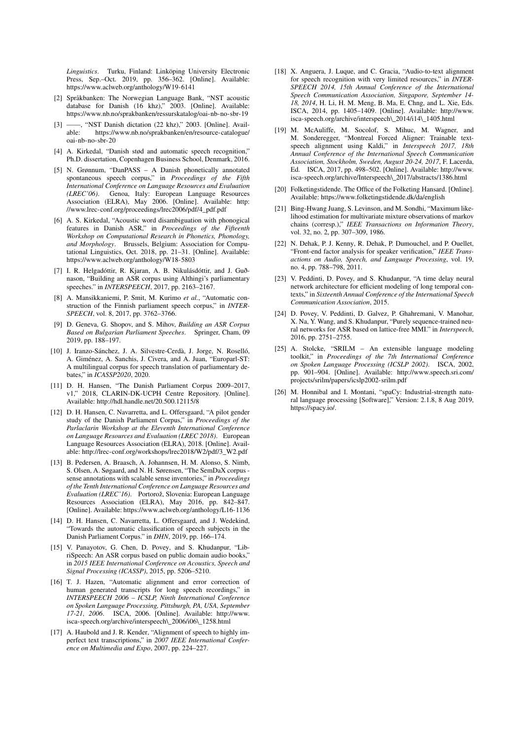*Linguistics*. Turku, Finland: Linköping University Electronic Press, Sep.–Oct. 2019, pp. 356–362. [Online]. Available: https://www.aclweb.org/anthology/W19-6141

[2] Språkbanken: The Norwegian Language Bank, "NST acoustic database for Danish (16 khz)," 2003. [Online]. Available: https://www.nb.no/sprakbanken/ressurskatalog/oai-nb-no-sbr-19

[3] ——, "NST Danish dictation (22 khz)," 2003. [Online]. Available: https://www.nb.no/sprakbanken/en/resource-catalogue/oai-nb-no-sbr-20

[4] A. Kirkedal, "Danish stød and automatic speech recognition," Ph.D. dissertation, Copenhagen Business School, Denmark, 2016.

[5] N. Grønnum, "DanPASS – A Danish phonetically annotated spontaneous speech corpus," in *Proceedings of the Fifth International Conference on Language Resources and Evaluation (LREC'06)*. Genoa, Italy: European Language Resources Association (ELRA), May 2006. [Online]. Available: http://www.lrec-conf.org/proceedings/lrec2006/pdf/4_pdf.pdf

[6] A. S. Kirkedal, "Acoustic word disambiguation with phonogical features in Danish ASR," in *Proceedings of the Fifteenth Workshop on Computational Research in Phonetics, Phonology, and Morphology*. Brussels, Belgium: Association for Computational Linguistics, Oct. 2018, pp. 21–31. [Online]. Available: https://www.aclweb.org/anthology/W18-5803

[7] I. R. Helgadóttir, R. Kjaran, A. B. Nikulásdóttir, and J. Guðnason, "Building an ASR corpus using Althingi's parliamentary speeches." in *INTERSPEECH*, 2017, pp. 2163–2167.

[8] A. Mansikkaniemi, P. Smit, M. Kurimo *et al.*, "Automatic construction of the Finnish parliament speech corpus," in *INTERSPEECH*, vol. 8, 2017, pp. 3762–3766.

[9] D. Geneva, G. Shopov, and S. Mihov, *Building an ASR Corpus Based on Bulgarian Parliament Speeches*. Springer, Cham, 09 2019, pp. 188–197.

[10] J. Iranzo-Sánchez, J. A. Silvestre-Cerdà, J. Jorge, N. Roselló, A. Giménez, A. Sanchis, J. Civera, and A. Juan, "Europarl-ST: A multilingual corpus for speech translation of parliamentary debates," in *ICASSP2020*, 2020.

[11] D. H. Hansen, "The Danish Parliament Corpus 2009–2017, v1," 2018, CLARIN-DK-UCPH Centre Repository. [Online]. Available: http://hdl.handle.net/20.500.12115/8

[12] D. H. Hansen, C. Navarretta, and L. Offersgaard, "A pilot gender study of the Danish Parliament Corpus," in *Proceedings of the Parlaclarin Workshop at the Eleventh International Conference on Language Resources and Evaluation (LREC 2018)*. European Language Resources Association (ELRA), 2018. [Online]. Available: http://lrec-conf.org/workshops/lrec2018/W2/pdf/3_W2.pdf

[13] B. Pedersen, A. Braasch, A. Johannsen, H. M. Alonso, S. Nimb, S. Olsen, A. Søgaard, and N. H. Sørensen, "The SemDaX corpus - sense annotations with scalable sense inventories," in *Proceedings of the Tenth International Conference on Language Resources and Evaluation (LREC'16)*. Portorož, Slovenia: European Language Resources Association (ELRA), May 2016, pp. 842–847. [Online]. Available: https://www.aclweb.org/anthology/L16-1136

[14] D. H. Hansen, C. Navarretta, L. Offersgaard, and J. Wedekind, "Towards the automatic classification of speech subjects in the Danish Parliament Corpus." in *DHN*, 2019, pp. 166–174.

[15] V. Panayotov, G. Chen, D. Povey, and S. Khudanpur, "LibriSpeech: An ASR corpus based on public domain audio books," in *2015 IEEE International Conference on Acoustics, Speech and Signal Processing (ICASSP)*, 2015, pp. 5206–5210.

[16] T. J. Hazen, "Automatic alignment and error correction of human generated transcripts for long speech recordings," in *INTERSPEECH 2006 – ICSLP, Ninth International Conference on Spoken Language Processing, Pittsburgh, PA, USA, September 17-21, 2006*. ISCA, 2006. [Online]. Available: http://www.isca-speech.org/archive/interspeech\_2006/i06\_1258.html

[17] A. Haubold and J. R. Kender, "Alignment of speech to highly imperfect text transcriptions," in *2007 IEEE International Conference on Multimedia and Expo*, 2007, pp. 224–227.

[18] X. Anguera, J. Luque, and C. Gracia, "Audio-to-text alignment for speech recognition with very limited resources," in *INTERSPEECH 2014, 15th Annual Conference of the International Speech Communication Association, Singapore, September 14-18, 2014*, H. Li, H. M. Meng, B. Ma, E. Chng, and L. Xie, Eds. ISCA, 2014, pp. 1405–1409. [Online]. Available: http://www.isca-speech.org/archive/interspeech\_2014/i14\_1405.html

[19] M. McAuliffe, M. Socolof, S. Mihuc, M. Wagner, and M. Sonderegger, "Montreal Forced Aligner: Trainable text-speech alignment using Kaldi," in *Interspeech 2017, 18th Annual Conference of the International Speech Communication Association, Stockholm, Sweden, August 20-24, 2017*, F. Lacerda, Ed. ISCA, 2017, pp. 498–502. [Online]. Available: http://www.isca-speech.org/archive/Interspeech\_2017/abstracts/1386.html

[20] Folketingstidende. The Office of the Folketing Hansard. [Online]. Available: https://www.folketingstidende.dk/da/english

[21] Bing-Hwang Juang, S. Levinson, and M. Sondhi, "Maximum likelihood estimation for multivariate mixture observations of markov chains (corresp.)," *IEEE Transactions on Information Theory*, vol. 32, no. 2, pp. 307–309, 1986.

[22] N. Dehak, P. J. Kenny, R. Dehak, P. Dumouchel, and P. Ouellet, "Front-end factor analysis for speaker verification," *IEEE Transactions on Audio, Speech, and Language Processing*, vol. 19, no. 4, pp. 788–798, 2011.

[23] V. Peddinti, D. Povey, and S. Khudanpur, "A time delay neural network architecture for efficient modeling of long temporal contexts," in *Sixteenth Annual Conference of the International Speech Communication Association*, 2015.

[24] D. Povey, V. Peddinti, D. Galvez, P. Ghahremani, V. Manohar, X. Na, Y. Wang, and S. Khudanpur, "Purely sequence-trained neural networks for ASR based on lattice-free MMI." in *Interspeech*, 2016, pp. 2751–2755.

[25] A. Stolcke, "SRILM – An extensible language modeling toolkit," in *Proceedings of the 7th International Conference on Spoken Language Processing (ICSLP 2002)*. ISCA, 2002, pp. 901–904. [Online]. Available: http://www.speech.sri.com/projects/srilm/papers/icslp2002-srilm.pdf

[26] M. Honnibal and I. Montani, "spaCy: Industrial-strength natural language processing [Software]," Version: 2.1.8, 8 Aug 2019, https://spacy.io/.